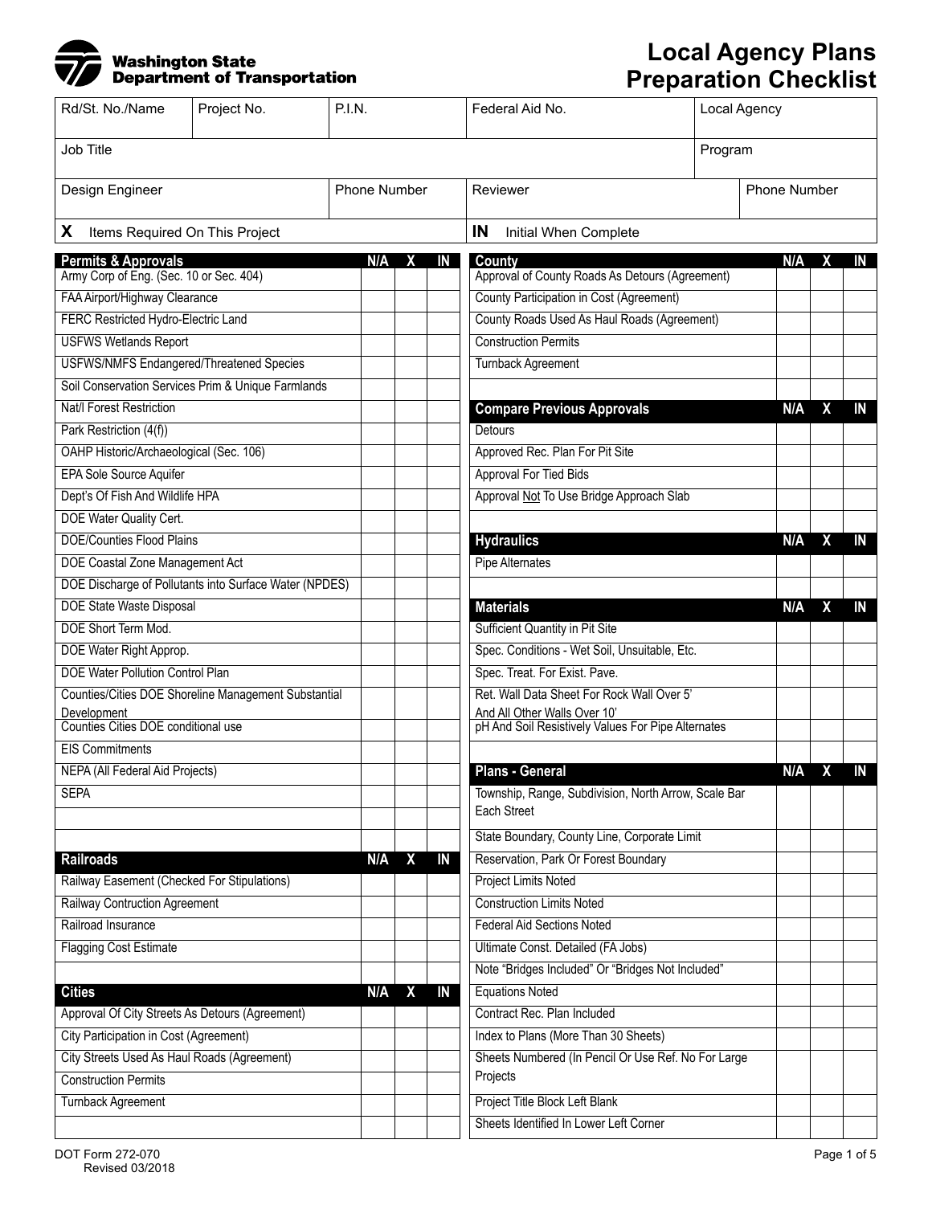Washington State Department of Transportation

# Local Agency Plans Preparation Checklist

| Rd/St. No./Name | Project No. | P.I.N. | Federal Aid No. | Local Agency |
|---|---|---|---|---|
| | | | | |

| Job Title | Program |
|---|---|
| | |

| Design Engineer | Phone Number | Reviewer | Phone Number |
|---|---|---|---|
| | | | |

**X** Items Required On This Project

**IN** Initial When Complete

| Permits & Approvals | N/A | X | IN |
|---|---|---|---|
| Army Corp of Eng. (Sec. 10 or Sec. 404) | | | |
| FAA Airport/Highway Clearance | | | |
| FERC Restricted Hydro-Electric Land | | | |
| USFWS Wetlands Report | | | |
| USFWS/NMFS Endangered/Threatened Species | | | |
| Soil Conservation Services Prim & Unique Farmlands | | | |
| Nat/l Forest Restriction | | | |
| Park Restriction (4(f)) | | | |
| OAHP Historic/Archaeological (Sec. 106) | | | |
| EPA Sole Source Aquifer | | | |
| Dept's Of Fish And Wildlife HPA | | | |
| DOE Water Quality Cert. | | | |
| DOE/Counties Flood Plains | | | |
| DOE Coastal Zone Management Act | | | |
| DOE Discharge of Pollutants into Surface Water (NPDES) | | | |
| DOE State Waste Disposal | | | |
| DOE Short Term Mod. | | | |
| DOE Water Right Approp. | | | |
| DOE Water Pollution Control Plan | | | |
| Counties/Cities DOE Shoreline Management Substantial Development | | | |
| Counties Cities DOE conditional use | | | |
| EIS Commitments | | | |
| NEPA (All Federal Aid Projects) | | | |
| SEPA | | | |
| | | | |

| Railroads | N/A | X | IN |
|---|---|---|---|
| Railway Easement (Checked For Stipulations) | | | |
| Railway Contruction Agreement | | | |
| Railroad Insurance | | | |
| Flagging Cost Estimate | | | |
| | | | |

| Cities | N/A | X | IN |
|---|---|---|---|
| Approval Of City Streets As Detours (Agreement) | | | |
| City Participation in Cost (Agreement) | | | |
| City Streets Used As Haul Roads (Agreement) | | | |
| Construction Permits | | | |
| Turnback Agreement | | | |
| | | | |

| County | N/A | X | IN |
|---|---|---|---|
| Approval of County Roads As Detours (Agreement) | | | |
| County Participation in Cost (Agreement) | | | |
| County Roads Used As Haul Roads (Agreement) | | | |
| Construction Permits | | | |
| Turnback Agreement | | | |
| | | | |

| Compare Previous Approvals | N/A | X | IN |
|---|---|---|---|
| Detours | | | |
| Approved Rec. Plan For Pit Site | | | |
| Approval For Tied Bids | | | |
| Approval Not To Use Bridge Approach Slab | | | |
| | | | |

| Hydraulics | N/A | X | IN |
|---|---|---|---|
| Pipe Alternates | | | |
| | | | |

| Materials | N/A | X | IN |
|---|---|---|---|
| Sufficient Quantity in Pit Site | | | |
| Spec. Conditions - Wet Soil, Unsuitable, Etc. | | | |
| Spec. Treat. For Exist. Pave. | | | |
| Ret. Wall Data Sheet For Rock Wall Over 5' And All Other Walls Over 10' | | | |
| pH And Soil Resistively Values For Pipe Alternates | | | |
| | | | |

| Plans - General | N/A | X | IN |
|---|---|---|---|
| Township, Range, Subdivision, North Arrow, Scale Bar Each Street | | | |
| State Boundary, County Line, Corporate Limit | | | |
| Reservation, Park Or Forest Boundary | | | |
| Project Limits Noted | | | |
| Construction Limits Noted | | | |
| Federal Aid Sections Noted | | | |
| Ultimate Const. Detailed (FA Jobs) | | | |
| Note "Bridges Included" Or "Bridges Not Included" | | | |
| Equations Noted | | | |
| Contract Rec. Plan Included | | | |
| Index to Plans (More Than 30 Sheets) | | | |
| Sheets Numbered (In Pencil Or Use Ref. No For Large Projects | | | |
| Project Title Block Left Blank | | | |
| Sheets Identified In Lower Left Corner | | | |

DOT Form 272-070
Revised 03/2018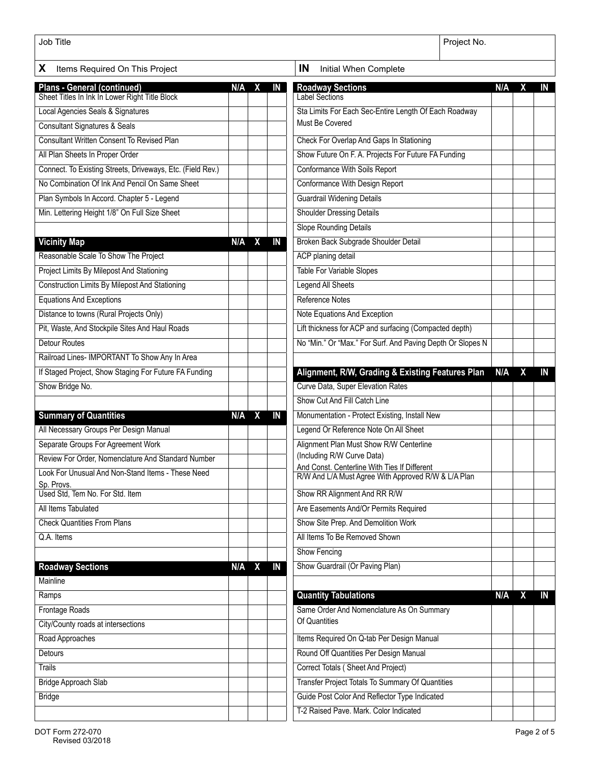| Job Title | Project No. |
|---|---|
| | |

**X** Items Required On This Project

**IN** Initial When Complete

| Plans - General (continued) | N/A | X | IN |
|---|---|---|---|
| Sheet Titles In Ink In Lower Right Title Block | | | |
| Local Agencies Seals & Signatures | | | |
| Consultant Signatures & Seals | | | |
| Consultant Written Consent To Revised Plan | | | |
| All Plan Sheets In Proper Order | | | |
| Connect. To Existing Streets, Driveways, Etc. (Field Rev.) | | | |
| No Combination Of Ink And Pencil On Same Sheet | | | |
| Plan Symbols In Accord. Chapter 5 - Legend | | | |
| Min. Lettering Height 1/8" On Full Size Sheet | | | |
| | | | |

| Vicinity Map | N/A | X | IN |
|---|---|---|---|
| Reasonable Scale To Show The Project | | | |
| Project Limits By Milepost And Stationing | | | |
| Construction Limits By Milepost And Stationing | | | |
| Equations And Exceptions | | | |
| Distance to towns (Rural Projects Only) | | | |
| Pit, Waste, And Stockpile Sites And Haul Roads | | | |
| Detour Routes | | | |
| Railroad Lines- IMPORTANT To Show Any In Area | | | |
| If Staged Project, Show Staging For Future FA Funding | | | |
| Show Bridge No. | | | |
| | | | |

| Summary of Quantities | N/A | X | IN |
|---|---|---|---|
| All Necessary Groups Per Design Manual | | | |
| Separate Groups For Agreement Work | | | |
| Review For Order, Nomenclature And Standard Number | | | |
| Look For Unusual And Non-Stand Items - These Need Sp. Provs. | | | |
| Used Std, Tem No. For Std. Item | | | |
| All Items Tabulated | | | |
| Check Quantities From Plans | | | |
| Q.A. Items | | | |
| | | | |

| Roadway Sections | N/A | X | IN |
|---|---|---|---|
| Mainline | | | |
| Ramps | | | |
| Frontage Roads | | | |
| City/County roads at intersections | | | |
| Road Approaches | | | |
| Detours | | | |
| Trails | | | |
| Bridge Approach Slab | | | |
| Bridge | | | |
| | | | |

| Roadway Sections | N/A | X | IN |
|---|---|---|---|
| Label Sections | | | |
| Sta Limits For Each Sec-Entire Length Of Each Roadway Must Be Covered | | | |
| Check For Overlap And Gaps In Stationing | | | |
| Show Future On F. A. Projects For Future FA Funding | | | |
| Conformance With Soils Report | | | |
| Conformance With Design Report | | | |
| Guardrail Widening Details | | | |
| Shoulder Dressing Details | | | |
| Slope Rounding Details | | | |
| Broken Back Subgrade Shoulder Detail | | | |
| ACP planing detail | | | |
| Table For Variable Slopes | | | |
| Legend All Sheets | | | |
| Reference Notes | | | |
| Note Equations And Exception | | | |
| Lift thickness for ACP and surfacing (Compacted depth) | | | |
| No "Min." Or "Max." For Surf. And Paving Depth Or Slopes N | | | |
| | | | |

| Alignment, R/W, Grading & Existing Features Plan | N/A | X | IN |
|---|---|---|---|
| Curve Data, Super Elevation Rates | | | |
| Show Cut And Fill Catch Line | | | |
| Monumentation - Protect Existing, Install New | | | |
| Legend Or Reference Note On All Sheet | | | |
| Alignment Plan Must Show R/W Centerline (Including R/W Curve Data) And Const. Centerline With Ties If Different | | | |
| R/W And L/A Must Agree With Approved R/W & L/A Plan | | | |
| Show RR Alignment And RR R/W | | | |
| Are Easements And/Or Permits Required | | | |
| Show Site Prep. And Demolition Work | | | |
| All Items To Be Removed Shown | | | |
| Show Fencing | | | |
| Show Guardrail (Or Paving Plan) | | | |
| | | | |

| Quantity Tabulations | N/A | X | IN |
|---|---|---|---|
| Same Order And Nomenclature As On Summary Of Quantities | | | |
| Items Required On Q-tab Per Design Manual | | | |
| Round Off Quantities Per Design Manual | | | |
| Correct Totals ( Sheet And Project) | | | |
| Transfer Project Totals To Summary Of Quantities | | | |
| Guide Post Color And Reflector Type Indicated | | | |
| T-2 Raised Pave. Mark. Color Indicated | | | |

DOT Form 272-070
Revised 03/2018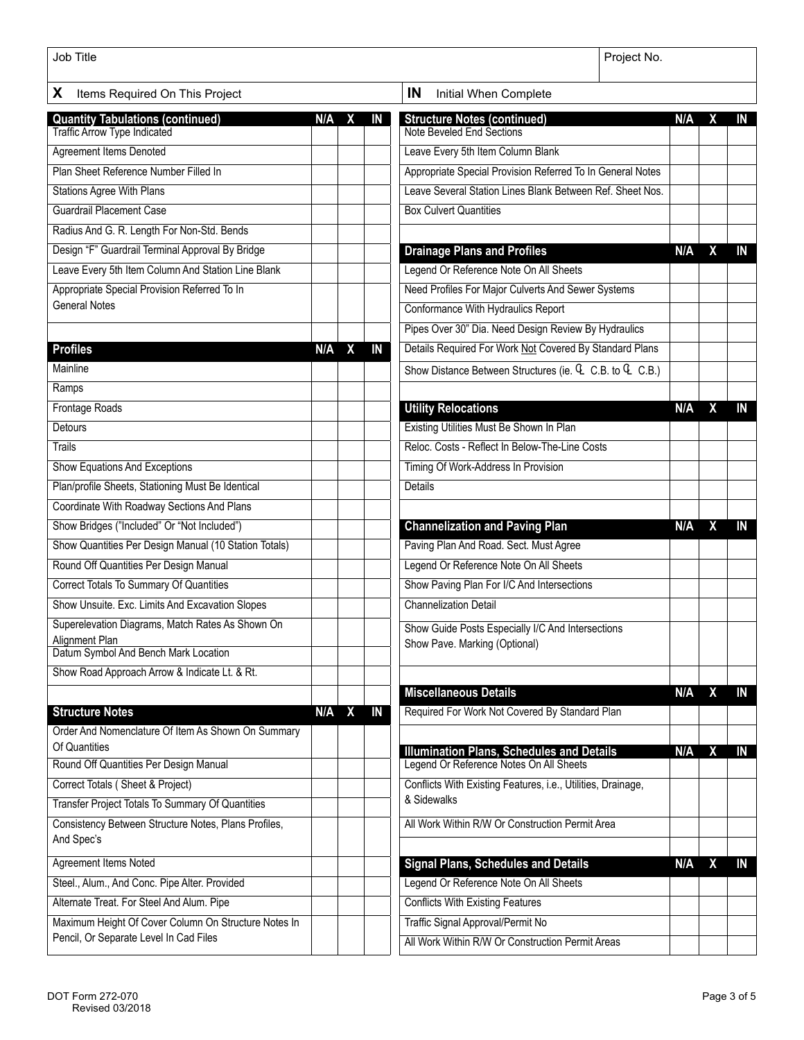| Job Title | Project No. |
|---|---|
| | |

**X** Items Required On This Project | **IN** Initial When Complete

| Quantity Tabulations (continued) | N/A | X | IN |
|---|---|---|---|
| Traffic Arrow Type Indicated | | | |
| Agreement Items Denoted | | | |
| Plan Sheet Reference Number Filled In | | | |
| Stations Agree With Plans | | | |
| Guardrail Placement Case | | | |
| Radius And G. R. Length For Non-Std. Bends | | | |
| Design "F" Guardrail Terminal Approval By Bridge | | | |
| Leave Every 5th Item Column And Station Line Blank | | | |
| Appropriate Special Provision Referred To In General Notes | | | |

| Profiles | N/A | X | IN |
|---|---|---|---|
| Mainline | | | |
| Ramps | | | |
| Frontage Roads | | | |
| Detours | | | |
| Trails | | | |
| Show Equations And Exceptions | | | |
| Plan/profile Sheets, Stationing Must Be Identical | | | |
| Coordinate With Roadway Sections And Plans | | | |
| Show Bridges ("Included" Or "Not Included") | | | |
| Show Quantities Per Design Manual (10 Station Totals) | | | |
| Round Off Quantities Per Design Manual | | | |
| Correct Totals To Summary Of Quantities | | | |
| Show Unsuite. Exc. Limits And Excavation Slopes | | | |
| Superelevation Diagrams, Match Rates As Shown On Alignment Plan | | | |
| Datum Symbol And Bench Mark Location | | | |
| Show Road Approach Arrow & Indicate Lt. & Rt. | | | |

| Structure Notes | N/A | X | IN |
|---|---|---|---|
| Order And Nomenclature Of Item As Shown On Summary Of Quantities | | | |
| Round Off Quantities Per Design Manual | | | |
| Correct Totals ( Sheet & Project) | | | |
| Transfer Project Totals To Summary Of Quantities | | | |
| Consistency Between Structure Notes, Plans Profiles, And Spec's | | | |
| Agreement Items Noted | | | |
| Steel., Alum., And Conc. Pipe Alter. Provided | | | |
| Alternate Treat. For Steel And Alum. Pipe | | | |
| Maximum Height Of Cover Column On Structure Notes In Pencil, Or Separate Level In Cad Files | | | |

| Structure Notes (continued) | N/A | X | IN |
|---|---|---|---|
| Note Beveled End Sections | | | |
| Leave Every 5th Item Column Blank | | | |
| Appropriate Special Provision Referred To In General Notes | | | |
| Leave Several Station Lines Blank Between Ref. Sheet Nos. | | | |
| Box Culvert Quantities | | | |

| Drainage Plans and Profiles | N/A | X | IN |
|---|---|---|---|
| Legend Or Reference Note On All Sheets | | | |
| Need Profiles For Major Culverts And Sewer Systems | | | |
| Conformance With Hydraulics Report | | | |
| Pipes Over 30" Dia. Need Design Review By Hydraulics | | | |
| Details Required For Work Not Covered By Standard Plans | | | |
| Show Distance Between Structures (ie. ℄ C.B. to ℄ C.B.) | | | |

| Utility Relocations | N/A | X | IN |
|---|---|---|---|
| Existing Utilities Must Be Shown In Plan | | | |
| Reloc. Costs - Reflect In Below-The-Line Costs | | | |
| Timing Of Work-Address In Provision | | | |
| Details | | | |

| Channelization and Paving Plan | N/A | X | IN |
|---|---|---|---|
| Paving Plan And Road. Sect. Must Agree | | | |
| Legend Or Reference Note On All Sheets | | | |
| Show Paving Plan For I/C And Intersections | | | |
| Channelization Detail | | | |
| Show Guide Posts Especially I/C And Intersections Show Pave. Marking (Optional) | | | |

| Miscellaneous Details | N/A | X | IN |
|---|---|---|---|
| Required For Work Not Covered By Standard Plan | | | |

| Illumination Plans, Schedules and Details | N/A | X | IN |
|---|---|---|---|
| Legend Or Reference Notes On All Sheets | | | |
| Conflicts With Existing Features, i.e., Utilities, Drainage, & Sidewalks | | | |
| All Work Within R/W Or Construction Permit Area | | | |

| Signal Plans, Schedules and Details | N/A | X | IN |
|---|---|---|---|
| Legend Or Reference Note On All Sheets | | | |
| Conflicts With Existing Features | | | |
| Traffic Signal Approval/Permit No | | | |
| All Work Within R/W Or Construction Permit Areas | | | |

DOT Form 272-070
Revised 03/2018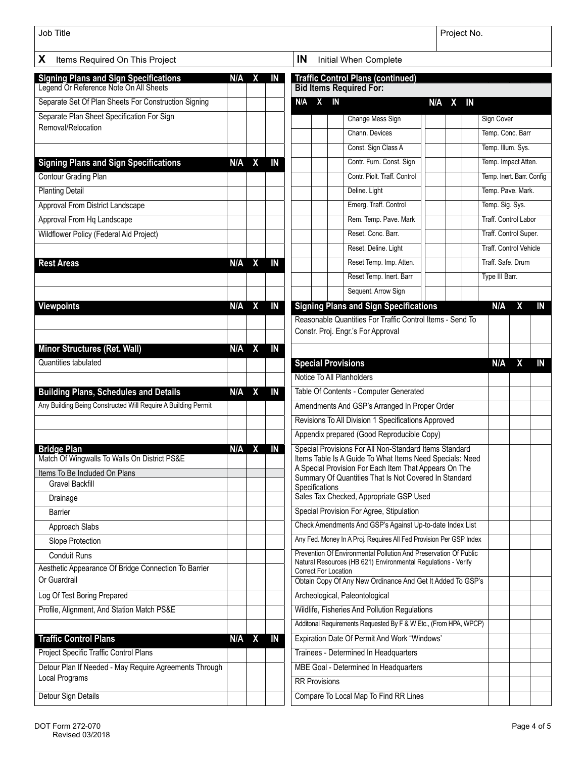| Job Title | Project No. |
|---|---|
| | |

**X** Items Required On This Project | **IN** Initial When Complete

| Signing Plans and Sign Specifications | N/A | X | IN |
|---|---|---|---|
| Legend Or Reference Note On All Sheets | | | |
| Separate Set Of Plan Sheets For Construction Signing | | | |
| Separate Plan Sheet Specification For Sign Removal/Relocation | | | |
| | | | |

| Signing Plans and Sign Specifications | N/A | X | IN |
|---|---|---|---|
| Contour Grading Plan | | | |
| Planting Detail | | | |
| Approval From District Landscape | | | |
| Approval From Hq Landscape | | | |
| Wildflower Policy (Federal Aid Project) | | | |
| | | | |

| Rest Areas | N/A | X | IN |
|---|---|---|---|
| | | | |
| | | | |

| Viewpoints | N/A | X | IN |
|---|---|---|---|
| | | | |
| | | | |

| Minor Structures (Ret. Wall) | N/A | X | IN |
|---|---|---|---|
| Quantities tabulated | | | |
| | | | |

| Building Plans, Schedules and Details | N/A | X | IN |
|---|---|---|---|
| Any Building Being Constructed Will Require A Building Permit | | | |
| | | | |
| | | | |

| Bridge Plan | N/A | X | IN |
|---|---|---|---|
| Match Of Wingwalls To Walls On District PS&E | | | |
| Items To Be Included On Plans | | | |
| Gravel Backfill | | | |
| Drainage | | | |
| Barrier | | | |
| Approach Slabs | | | |
| Slope Protection | | | |
| Conduit Runs | | | |
| Aesthetic Appearance Of Bridge Connection To Barrier Or Guardrail | | | |
| Log Of Test Boring Prepared | | | |
| Profile, Alignment, And Station Match PS&E | | | |
| | | | |

| Traffic Control Plans | N/A | X | IN |
|---|---|---|---|
| Project Specific Traffic Control Plans | | | |
| Detour Plan If Needed - May Require Agreements Through Local Programs | | | |
| Detour Sign Details | | | |

**Traffic Control Plans (continued)**

**Bid Items Required For:**

| N/A | X | IN | | N/A | X | IN | |
|---|---|---|---|---|---|---|---|
| | | | Change Mess Sign | | | | Sign Cover |
| | | | Chann. Devices | | | | Temp. Conc. Barr |
| | | | Const. Sign Class A | | | | Temp. Illum. Sys. |
| | | | Contr. Furn. Const. Sign | | | | Temp. Impact Atten. |
| | | | Contr. Piolt. Traff. Control | | | | Temp. Inert. Barr. Config |
| | | | Deline. Light | | | | Temp. Pave. Mark. |
| | | | Emerg. Traff. Control | | | | Temp. Sig. Sys. |
| | | | Rem. Temp. Pave. Mark | | | | Traff. Control Labor |
| | | | Reset. Conc. Barr. | | | | Traff. Control Super. |
| | | | Reset. Deline. Light | | | | Traff. Control Vehicle |
| | | | Reset Temp. Imp. Atten. | | | | Traff. Safe. Drum |
| | | | Reset Temp. Inert. Barr | | | | Type III Barr. |
| | | | Sequent. Arrow Sign | | | | |

| Signing Plans and Sign Specifications | N/A | X | IN |
|---|---|---|---|
| Reasonable Quantities For Traffic Control Items - Send To Constr. Proj. Engr.'s For Approval | | | |
| | | | |

| Special Provisions | N/A | X | IN |
|---|---|---|---|
| Notice To All Planholders | | | |
| Table Of Contents - Computer Generated | | | |
| Amendments And GSP's Arranged In Proper Order | | | |
| Revisions To All Division 1 Specifications Approved | | | |
| Appendix prepared (Good Reproducible Copy) | | | |
| Special Provisions For All Non-Standard Items Standard Items Table Is A Guide To What Items Need Specials: Need A Special Provision For Each Item That Appears On The Summary Of Quantities That Is Not Covered In Standard Specifications | | | |
| Sales Tax Checked, Appropriate GSP Used | | | |
| Special Provision For Agree, Stipulation | | | |
| Check Amendments And GSP's Against Up-to-date Index List | | | |
| Any Fed. Money In A Proj. Requires All Fed Provision Per GSP Index | | | |
| Prevention Of Environmental Pollution And Preservation Of Public Natural Resources (HB 621) Environmental Regulations - Verify Correct For Location | | | |
| Obtain Copy Of Any New Ordinance And Get It Added To GSP's | | | |
| Archeological, Paleontological | | | |
| Wildlife, Fisheries And Pollution Regulations | | | |
| Additonal Requirements Requested By F & W Etc., (From HPA, WPCP) | | | |
| Expiration Date Of Permit And Work "Windows' | | | |
| Trainees - Determined In Headquarters | | | |
| MBE Goal - Determined In Headquarters | | | |
| RR Provisions | | | |
| Compare To Local Map To Find RR Lines | | | |

DOT Form 272-070
Revised 03/2018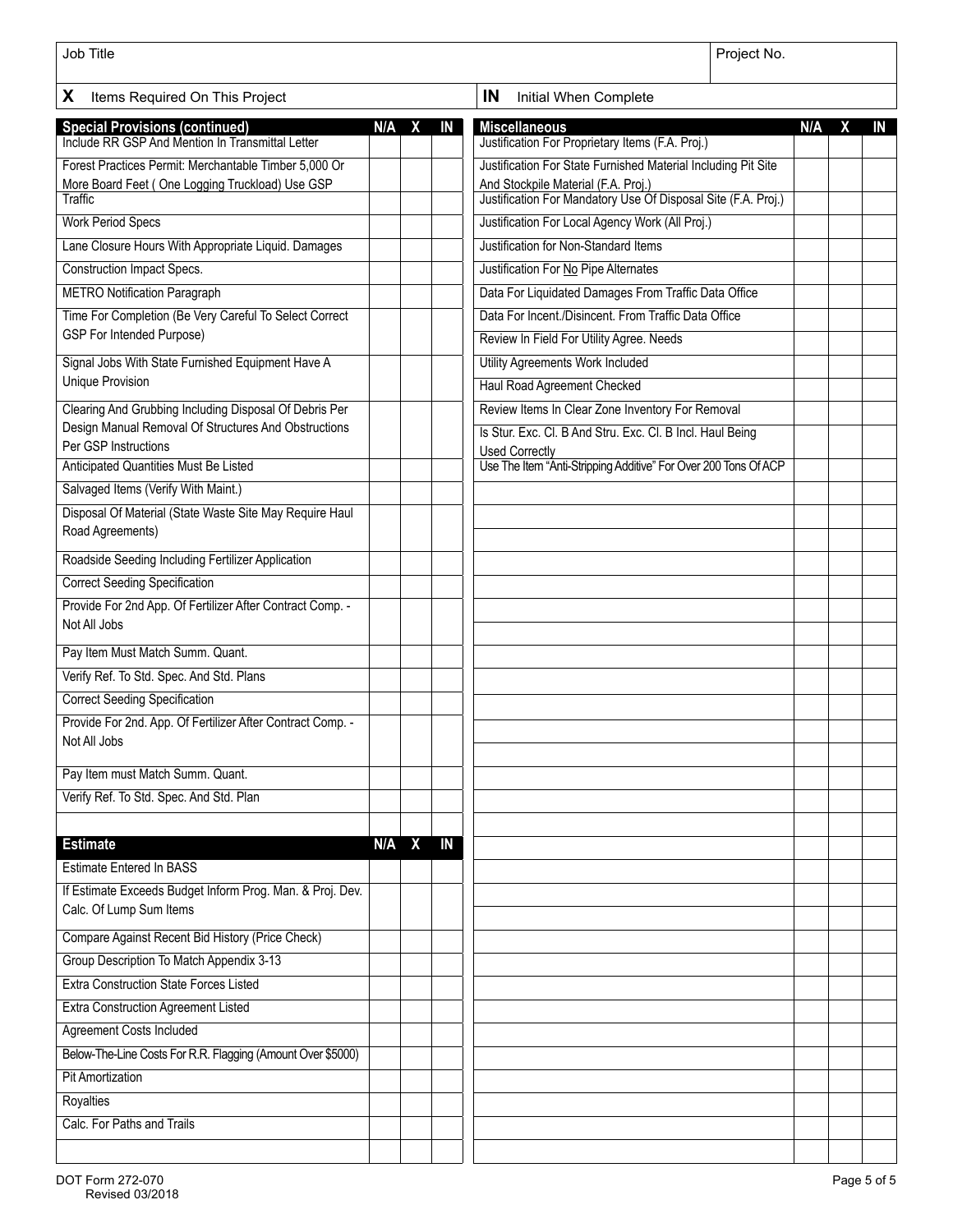| Job Title | Project No. |
|---|---|
| | |

**X** Items Required On This Project

**IN** Initial When Complete

| Special Provisions (continued) | N/A | X | IN |
|---|---|---|---|
| Include RR GSP And Mention In Transmittal Letter | | | |
| Forest Practices Permit: Merchantable Timber 5,000 Or More Board Feet ( One Logging Truckload) Use GSP | | | |
| Traffic | | | |
| Work Period Specs | | | |
| Lane Closure Hours With Appropriate Liquid. Damages | | | |
| Construction Impact Specs. | | | |
| METRO Notification Paragraph | | | |
| Time For Completion (Be Very Careful To Select Correct GSP For Intended Purpose) | | | |
| Signal Jobs With State Furnished Equipment Have A Unique Provision | | | |
| Clearing And Grubbing Including Disposal Of Debris Per Design Manual Removal Of Structures And Obstructions Per GSP Instructions | | | |
| Anticipated Quantities Must Be Listed | | | |
| Salvaged Items (Verify With Maint.) | | | |
| Disposal Of Material (State Waste Site May Require Haul Road Agreements) | | | |
| Roadside Seeding Including Fertilizer Application | | | |
| Correct Seeding Specification | | | |
| Provide For 2nd App. Of Fertilizer After Contract Comp. - Not All Jobs | | | |
| Pay Item Must Match Summ. Quant. | | | |
| Verify Ref. To Std. Spec. And Std. Plans | | | |
| Correct Seeding Specification | | | |
| Provide For 2nd. App. Of Fertilizer After Contract Comp. - Not All Jobs | | | |
| Pay Item must Match Summ. Quant. | | | |
| Verify Ref. To Std. Spec. And Std. Plan | | | |
| | | | |

| Estimate | N/A | X | IN |
|---|---|---|---|
| Estimate Entered In BASS | | | |
| If Estimate Exceeds Budget Inform Prog. Man. & Proj. Dev. Calc. Of Lump Sum Items | | | |
| Compare Against Recent Bid History (Price Check) | | | |
| Group Description To Match Appendix 3-13 | | | |
| Extra Construction State Forces Listed | | | |
| Extra Construction Agreement Listed | | | |
| Agreement Costs Included | | | |
| Below-The-Line Costs For R.R. Flagging (Amount Over $5000) | | | |
| Pit Amortization | | | |
| Royalties | | | |
| Calc. For Paths and Trails | | | |
| | | | |

| Miscellaneous | N/A | X | IN |
|---|---|---|---|
| Justification For Proprietary Items (F.A. Proj.) | | | |
| Justification For State Furnished Material Including Pit Site And Stockpile Material (F.A. Proj.) | | | |
| Justification For Mandatory Use Of Disposal Site (F.A. Proj.) | | | |
| Justification For Local Agency Work (All Proj.) | | | |
| Justification for Non-Standard Items | | | |
| Justification For No Pipe Alternates | | | |
| Data For Liquidated Damages From Traffic Data Office | | | |
| Data For Incent./Disincent. From Traffic Data Office | | | |
| Review In Field For Utility Agree. Needs | | | |
| Utility Agreements Work Included | | | |
| Haul Road Agreement Checked | | | |
| Review Items In Clear Zone Inventory For Removal | | | |
| Is Stur. Exc. Cl. B And Stru. Exc. Cl. B Incl. Haul Being Used Correctly | | | |
| Use The Item "Anti-Stripping Additive" For Over 200 Tons Of ACP | | | |

DOT Form 272-070
Revised 03/2018